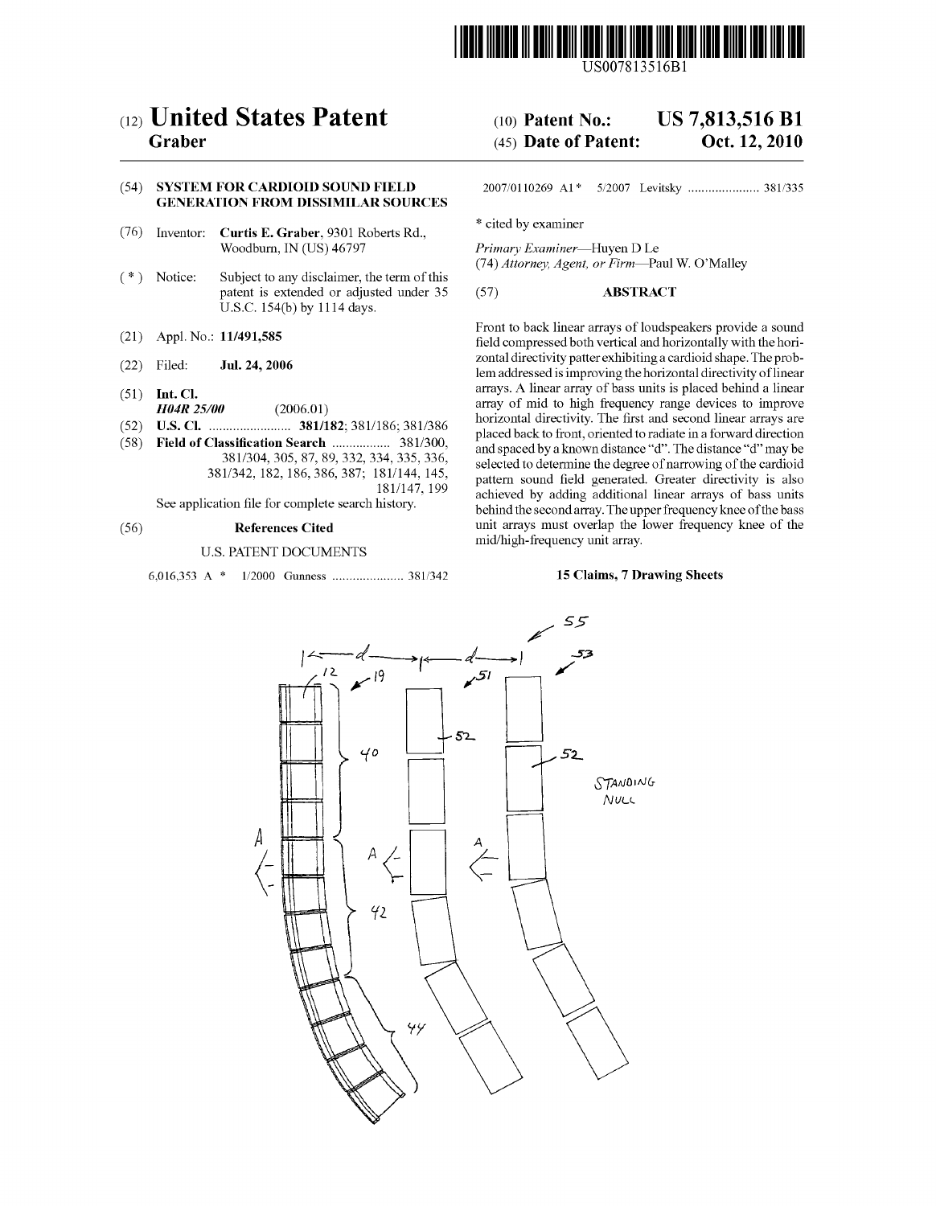US007813516B1

# (12) United States Patent
**Graber**

(10) **Patent No.:** **US 7,813,516 B1**

(45) **Date of Patent:** **Oct. 12, 2010**

(54) **SYSTEM FOR CARDIOID SOUND FIELD GENERATION FROM DISSIMILAR SOURCES**

(76) Inventor: **Curtis E. Graber**, 9301 Roberts Rd., Woodburn, IN (US) 46797

(*) Notice: Subject to any disclaimer, the term of this patent is extended or adjusted under 35 U.S.C. 154(b) by 1114 days.

(21) Appl. No.: **11/491,585**

(22) Filed: **Jul. 24, 2006**

(51) **Int. Cl.**
*H04R 25/00* (2006.01)

(52) **U.S. Cl.** ........................ **381/182**; 381/186; 381/386

(58) **Field of Classification Search** ................. 381/300, 381/304, 305, 87, 89, 332, 334, 335, 336, 381/342, 182, 186, 386, 387; 181/144, 145, 181/147, 199

See application file for complete search history.

(56) **References Cited**

U.S. PATENT DOCUMENTS

6,016,353 A * 1/2000 Gunness ..................... 381/342

2007/0110269 A1* 5/2007 Levitsky ..................... 381/335

\* cited by examiner

*Primary Examiner*—Huyen D Le

(74) *Attorney, Agent, or Firm*—Paul W. O'Malley

(57) **ABSTRACT**

Front to back linear arrays of loudspeakers provide a sound field compressed both vertical and horizontally with the horizontal directivity patter exhibiting a cardioid shape. The problem addressed is improving the horizontal directivity of linear arrays. A linear array of bass units is placed behind a linear array of mid to high frequency range devices to improve horizontal directivity. The first and second linear arrays are placed back to front, oriented to radiate in a forward direction and spaced by a known distance "d". The distance "d" may be selected to determine the degree of narrowing of the cardioid pattern sound field generated. Greater directivity is also achieved by adding additional linear arrays of bass units behind the second array. The upper frequency knee of the bass unit arrays must overlap the lower frequency knee of the mid/high-frequency unit array.

**15 Claims, 7 Drawing Sheets**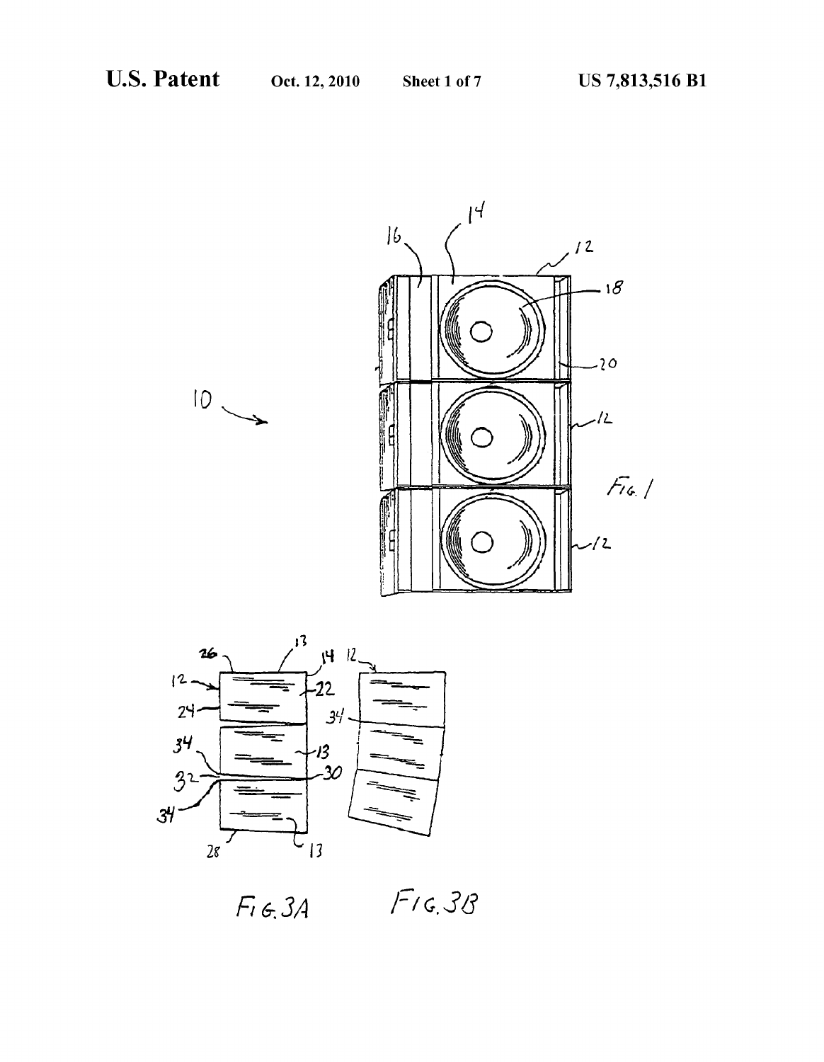FIG. 1

FIG. 3A

FIG. 3B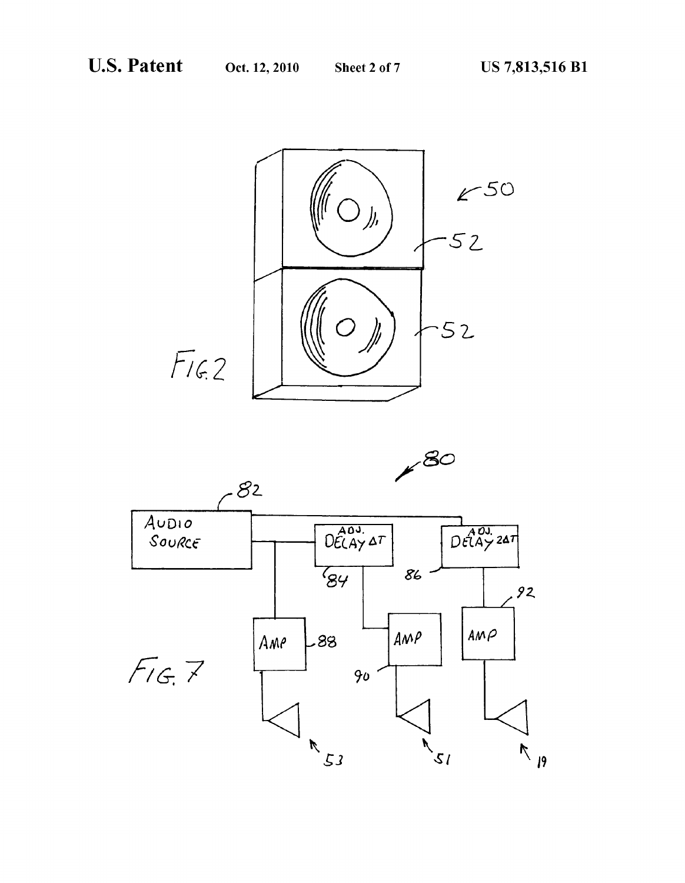FIG. 2

50

52

52

FIG. 7

80

82

AUDIO SOURCE

ADJ. DELAY ΔT

84

ADJ. DELAY 2ΔT

86

AMP

88

AMP

90

AMP

92

53

51

19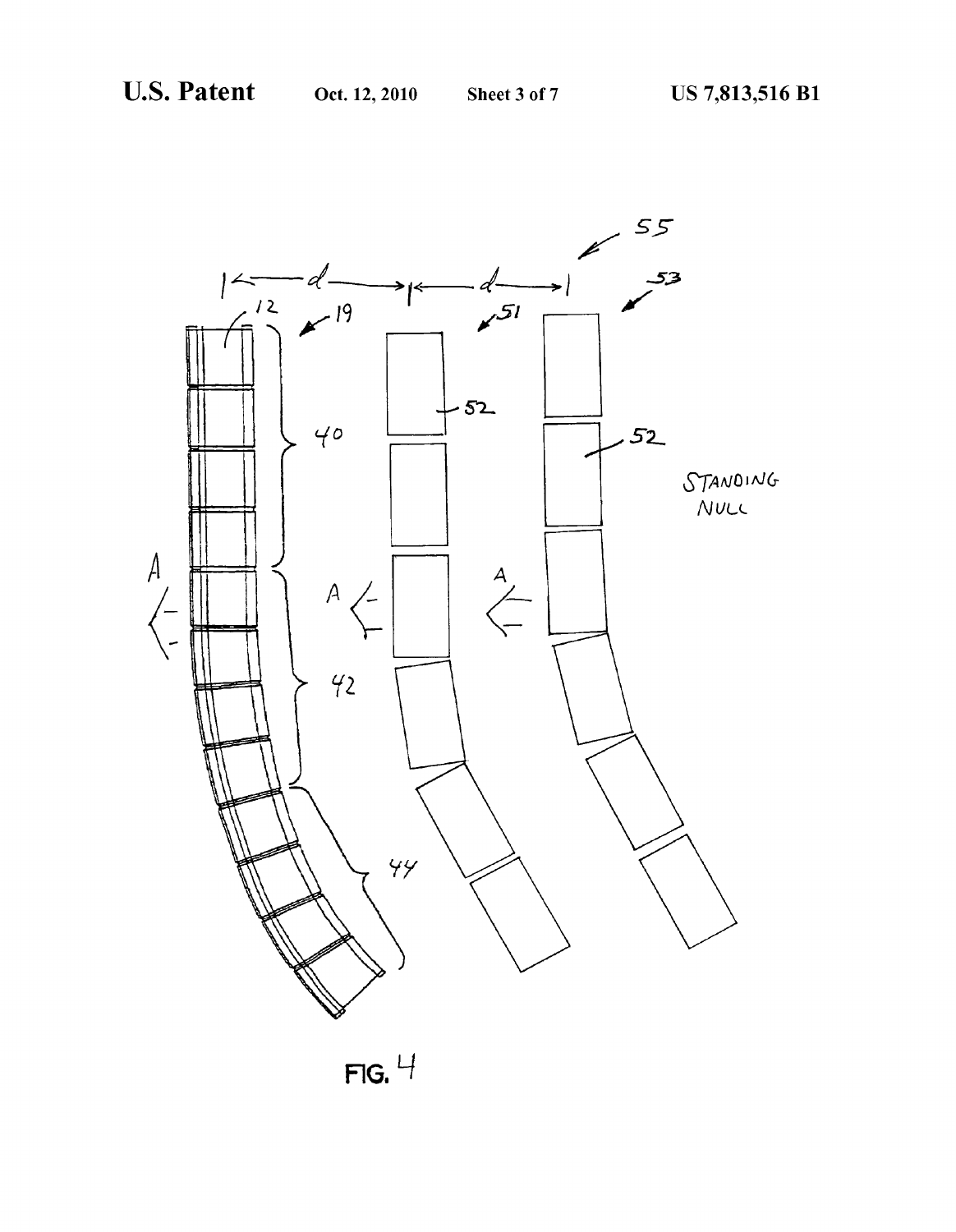FIG. 4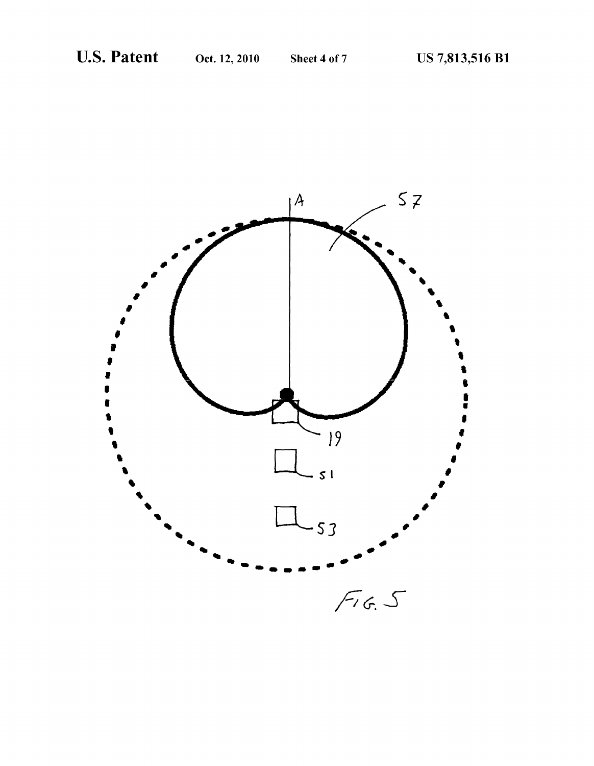FIG. 5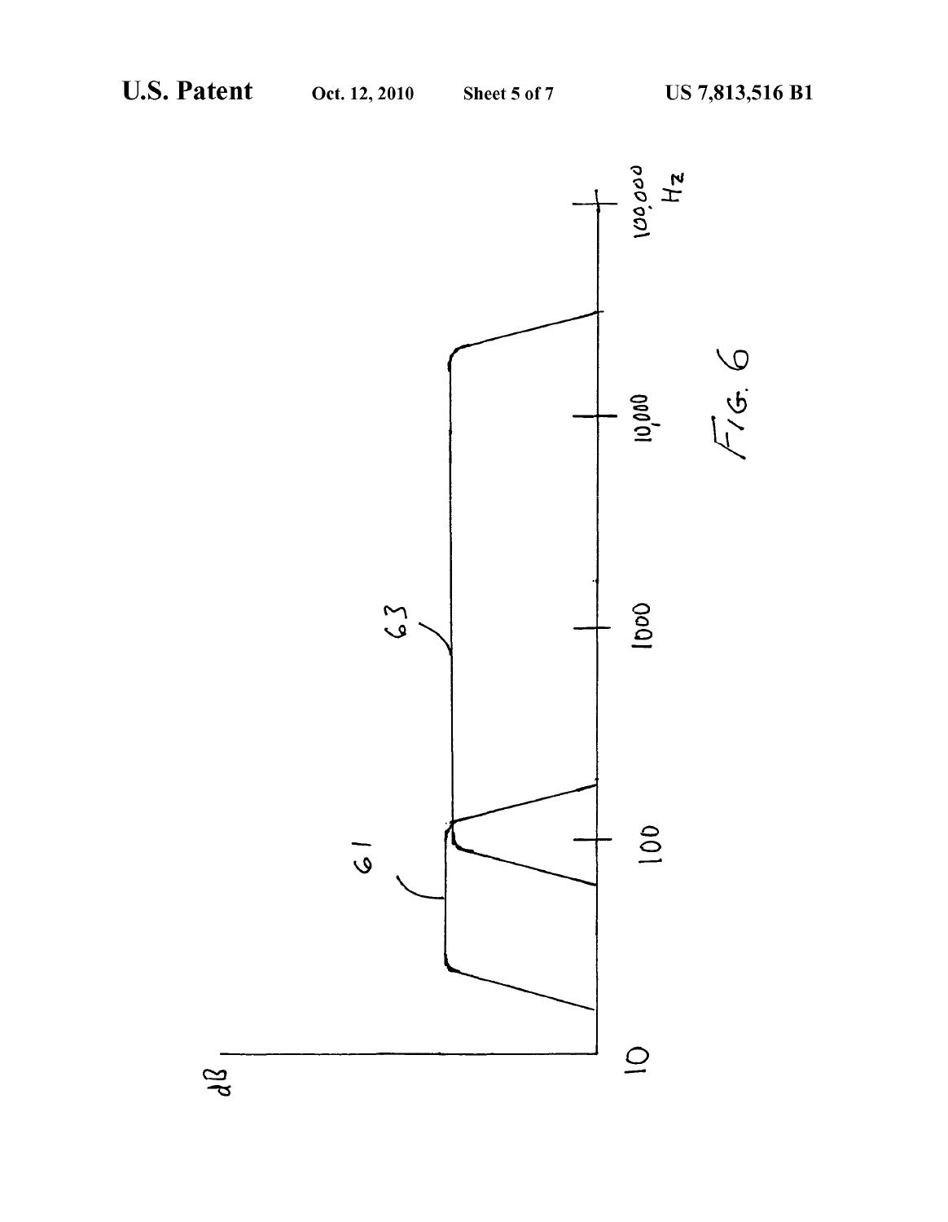dB

10

100

1000

10,000

100,000 Hz

61

63

FIG. 6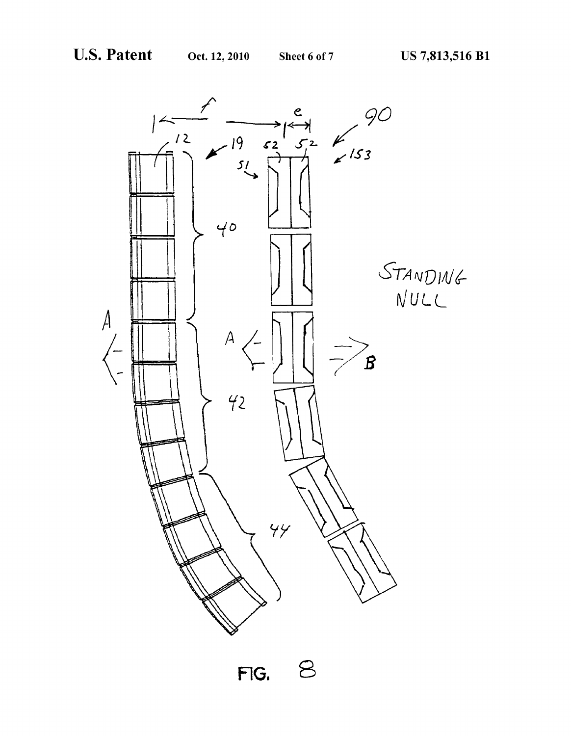FIG. 8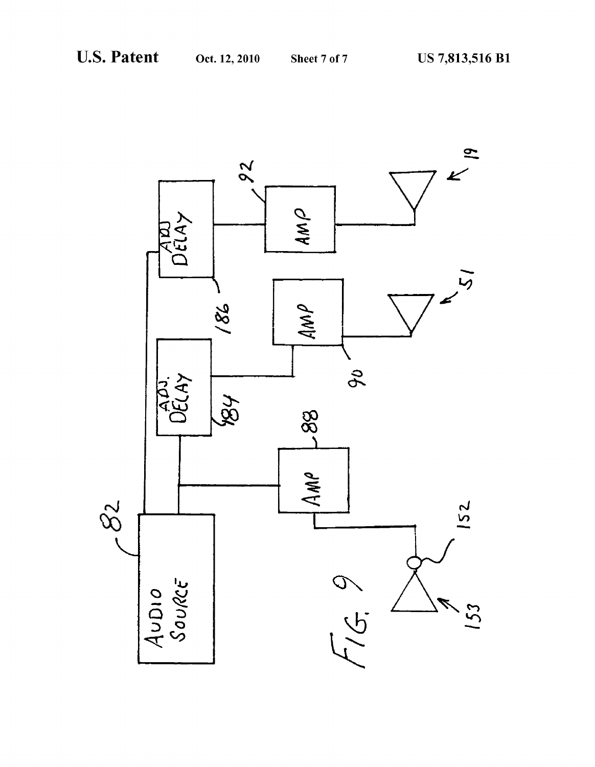FIG. 9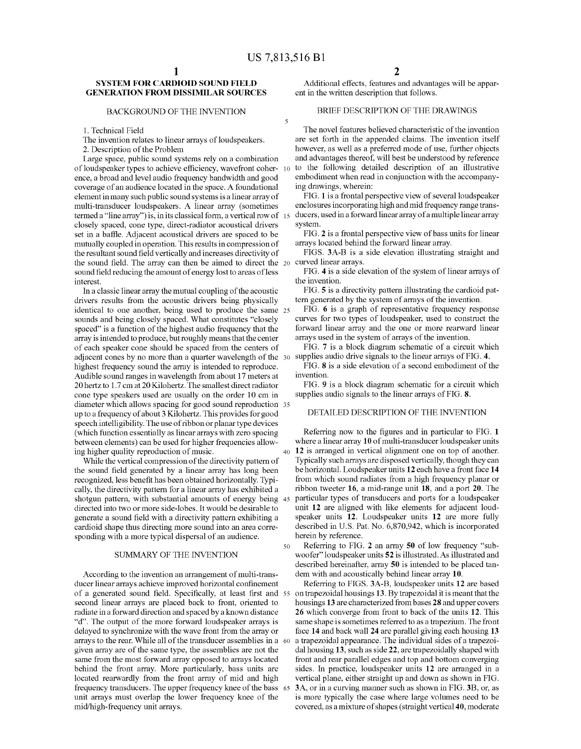# SYSTEM FOR CARDIOID SOUND FIELD GENERATION FROM DISSIMILAR SOURCES

## BACKGROUND OF THE INVENTION

1. Technical Field

The invention relates to linear arrays of loudspeakers.

2. Description of the Problem

Large space, public sound systems rely on a combination of loudspeaker types to achieve efficiency, wavefront coherence, a broad and level audio frequency bandwidth and good coverage of an audience located in the space. A foundational element in many such public sound systems is a linear array of multi-transducer loudspeakers. A linear array (sometimes termed a "line array") is, in its classical form, a vertical row of closely spaced, cone type, direct-radiator acoustical drivers set in a baffle. Adjacent acoustical drivers are spaced to be mutually coupled in operation. This results in compression of the resultant sound field vertically and increases directivity of the sound field. The array can then be aimed to direct the sound field reducing the amount of energy lost to areas of less interest.

In a classic linear array the mutual coupling of the acoustic drivers results from the acoustic drivers being physically identical to one another, being used to produce the same sounds and being closely spaced. What constitutes "closely spaced" is a function of the highest audio frequency that the array is intended to produce, but roughly means that the center of each speaker cone should be spaced from the centers of adjacent cones by no more than a quarter wavelength of the highest frequency sound the array is intended to reproduce. Audible sound ranges in wavelength from about 17 meters at 20 hertz to 1.7 cm at 20 Kilohertz. The smallest direct radiator cone type speakers used are usually on the order 10 cm in diameter which allows spacing for good sound reproduction up to a frequency of about 3 Kilohertz. This provides for good speech intelligibility. The use of ribbon or planar type devices (which function essentially as linear arrays with zero spacing between elements) can be used for higher frequencies allowing higher quality reproduction of music.

While the vertical compression of the directivity pattern of the sound field generated by a linear array has long been recognized, less benefit has been obtained horizontally. Typically, the directivity pattern for a linear array has exhibited a shotgun pattern, with substantial amounts of energy being directed into two or more side-lobes. It would be desirable to generate a sound field with a directivity pattern exhibiting a cardioid shape thus directing more sound into an area corresponding with a more typical dispersal of an audience.

## SUMMARY OF THE INVENTION

According to the invention an arrangement of multi-transducer linear arrays achieve improved horizontal confinement of a generated sound field. Specifically, at least first and second linear arrays are placed back to front, oriented to radiate in a forward direction and spaced by a known distance "d". The output of the more forward loudspeaker arrays is delayed to synchronize with the wave front from the array or arrays to the rear. While all of the transducer assemblies in a given array are of the same type, the assemblies are not the same from the most forward array opposed to arrays located behind the front array. More particularly, bass units are located rearwardly from the front array of mid and high frequency transducers. The upper frequency knee of the bass unit arrays must overlap the lower frequency knee of the mid/high-frequency unit arrays.

Additional effects, features and advantages will be apparent in the written description that follows.

## BRIEF DESCRIPTION OF THE DRAWINGS

The novel features believed characteristic of the invention are set forth in the appended claims. The invention itself however, as well as a preferred mode of use, further objects and advantages thereof, will best be understood by reference to the following detailed description of an illustrative embodiment when read in conjunction with the accompanying drawings, wherein:

FIG. **1** is a frontal perspective view of several loudspeaker enclosures incorporating high and mid frequency range transducers, used in a forward linear array of a multiple linear array system.

FIG. **2** is a frontal perspective view of bass units for linear arrays located behind the forward linear array.

FIGS. **3A-B** is a side elevation illustrating straight and curved linear arrays.

FIG. **4** is a side elevation of the system of linear arrays of the invention.

FIG. **5** is a directivity pattern illustrating the cardioid pattern generated by the system of arrays of the invention.

FIG. **6** is a graph of representative frequency response curves for two types of loudspeaker, used to construct the forward linear array and the one or more rearward linear arrays used in the system of arrays of the invention.

FIG. **7** is a block diagram schematic of a circuit which supplies audio drive signals to the linear arrays of FIG. **4**.

FIG. **8** is a side elevation of a second embodiment of the invention.

FIG. **9** is a block diagram schematic for a circuit which supplies audio signals to the linear arrays of FIG. **8**.

## DETAILED DESCRIPTION OF THE INVENTION

Referring now to the figures and in particular to FIG. **1** where a linear array **10** of multi-transducer loudspeaker units **12** is arranged in vertical alignment one on top of another. Typically such arrays are disposed vertically, though they can be horizontal. Loudspeaker units **12** each have a front face **14** from which sound radiates from a high frequency planar or ribbon tweeter **16**, a mid-range unit **18**, and a port **20**. The particular types of transducers and ports for a loudspeaker unit **12** are aligned with like elements for adjacent loudspeaker units **12**. Loudspeaker units **12** are more fully described in U.S. Pat. No. 6,870,942, which is incorporated herein by reference.

Referring to FIG. **2** an array **50** of low frequency "subwoofer" loudspeaker units **52** is illustrated. As illustrated and described hereinafter, array **50** is intended to be placed tandem with and acoustically behind linear array **10**.

Referring to FIGS. **3A-B**, loudspeaker units **12** are based on trapezoidal housings **13**. By trapezoidal it is meant that the housings **13** are characterized from bases **28** and upper covers **26** which converge from front to back of the units **12**. This same shape is sometimes referred to as a trapezium. The front face **14** and back wall **24** are parallel giving each housing **13** a trapezoidal appearance. The individual sides of a trapezoidal housing **13**, such as side **22**, are trapezoidally shaped with front and rear parallel edges and top and bottom converging sides. In practice, loudspeaker units **12** are arranged in a vertical plane, either straight up and down as shown in FIG. **3A**, or in a curving manner such as shown in FIG. **3B**, or, as is more typically the case where large volumes need to be covered, as a mixture of shapes (straight vertical **40**, moderate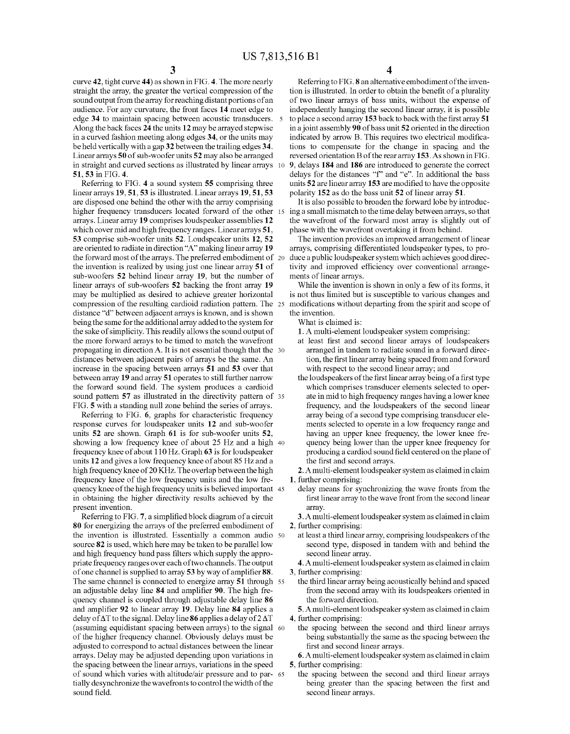curve **42**, tight curve **44**) as shown in FIG. **4**. The more nearly straight the array, the greater the vertical compression of the sound output from the array for reaching distant portions of an audience. For any curvature, the front faces **14** meet edge to edge **34** to maintain spacing between acoustic transducers. Along the back faces **24** the units **12** may be arrayed stepwise in a curved fashion meeting along edges **34**, or the units may be held vertically with a gap **32** between the trailing edges **34**. Linear arrays **50** of sub-woofer units **52** may also be arranged in straight and curved sections as illustrated by linear arrays **51**, **53** in FIG. **4**.

Referring to FIG. **4** a sound system **55** comprising three linear arrays **19**, **51**, **53** is illustrated. Linear arrays **19**, **51**, **53** are disposed one behind the other with the array comprising higher frequency transducers located forward of the other arrays. Linear array **19** comprises loudspeaker assemblies **12** which cover mid and high frequency ranges. Linear arrays **51**, **53** comprise sub-woofer units **52**. Loudspeaker units **12**, **52** are oriented to radiate in direction "A" making linear array **19** the forward most of the arrays. The preferred embodiment of the invention is realized by using just one linear array **51** of sub-woofers **52** behind linear array **19**, but the number of linear arrays of sub-woofers **52** backing the front array **19** may be multiplied as desired to achieve greater horizontal compression of the resulting cardioid radiation pattern. The distance "d" between adjacent arrays is known, and is shown being the same for the additional array added to the system for the sake of simplicity. This readily allows the sound output of the more forward arrays to be timed to match the wavefront propagating in direction A. It is not essential though that the distances between adjacent pairs of arrays be the same. An increase in the spacing between arrays **51** and **53** over that between array **19** and array **51** operates to still further narrow the forward sound field. The system produces a cardioid sound pattern **57** as illustrated in the directivity pattern of FIG. **5** with a standing null zone behind the series of arrays.

Referring to FIG. **6**, graphs for characteristic frequency response curves for loudspeaker units **12** and sub-woofer units **52** are shown. Graph **61** is for sub-woofer units **52**, showing a low frequency knee of about 25 Hz and a high frequency knee of about 110 Hz. Graph **63** is for loudspeaker units **12** and gives a low frequency knee of about 85 Hz and a high frequency knee of 20 KHz. The overlap between the high frequency knee of the low frequency units and the low frequency knee of the high frequency units is believed important in obtaining the higher directivity results achieved by the present invention.

Referring to FIG. **7**, a simplified block diagram of a circuit **80** for energizing the arrays of the preferred embodiment of the invention is illustrated. Essentially a common audio source **82** is used, which here may be taken to be parallel low and high frequency band pass filters which supply the appropriate frequency ranges over each of two channels. The output of one channel is supplied to array **53** by way of amplifier **88**. The same channel is connected to energize array **51** through an adjustable delay line **84** and amplifier **90**. The high frequency channel is coupled through adjustable delay line **86** and amplifier **92** to linear array **19**. Delay line **84** applies a delay of $\Delta T$ to the signal. Delay line **86** applies a delay of $2\,\Delta T$ (assuming equidistant spacing between arrays) to the signal of the higher frequency channel. Obviously delays must be adjusted to correspond to actual distances between the linear arrays. Delay may be adjusted depending upon variations in the spacing between the linear arrays, variations in the speed of sound which varies with altitude/air pressure and to partially desynchronize the wavefronts to control the width of the sound field.

Referring to FIG. **8** an alternative embodiment of the invention is illustrated. In order to obtain the benefit of a plurality of two linear arrays of bass units, without the expense of independently hanging the second linear array, it is possible to place a second array **153** back to back with the first array **51** in a joint assembly **90** of bass unit **52** oriented in the direction indicated by arrow B. This requires two electrical modifications to compensate for the change in spacing and the reversed orientation B of the rear array **153**. As shown in FIG. **9**, delays **184** and **186** are introduced to generate the correct delays for the distances "f" and "e". In additional the bass units **52** are linear array **153** are modified to have the opposite polarity **152** as do the bass unit **52** of linear array **51**.

It is also possible to broaden the forward lobe by introducing a small mismatch to the time delay between arrays, so that the wavefront of the forward most array is slightly out of phase with the wavefront overtaking it from behind.

The invention provides an improved arrangement of linear arrays, comprising differentiated loudspeaker types, to produce a public loudspeaker system which achieves good directivity and improved efficiency over conventional arrangements of linear arrays.

While the invention is shown in only a few of its forms, it is not thus limited but is susceptible to various changes and modifications without departing from the spirit and scope of the invention.

What is claimed is:

1. A multi-element loudspeaker system comprising:
   at least first and second linear arrays of loudspeakers arranged in tandem to radiate sound in a forward direction, the first linear array being spaced from and forward with respect to the second linear array; and
   the loudspeakers of the first linear array being of a first type which comprises transducer elements selected to operate in mid to high frequency ranges having a lower knee frequency, and the loudspeakers of the second linear array being of a second type comprising transducer elements selected to operate in a low frequency range and having an upper knee frequency, the lower knee frequency being lower than the upper knee frequency for producing a cardiod sound field centered on the plane of the first and second arrays.

2. A multi-element loudspeaker system as claimed in claim 1, further comprising:
   delay means for synchronizing the wave fronts from the first linear array to the wave front from the second linear array.

3. A multi-element loudspeaker system as claimed in claim 2, further comprising:
   at least a third linear array, comprising loudspeakers of the second type, disposed in tandem with and behind the second linear array.

4. A multi-element loudspeaker system as claimed in claim 3, further comprising:
   the third linear array being acoustically behind and spaced from the second array with its loudspeakers oriented in the forward direction.

5. A multi-element loudspeaker system as claimed in claim 4, further comprising:
   the spacing between the second and third linear arrays being substantially the same as the spacing between the first and second linear arrays.

6. A multi-element loudspeaker system as claimed in claim 5, further comprising:
   the spacing between the second and third linear arrays being greater than the spacing between the first and second linear arrays.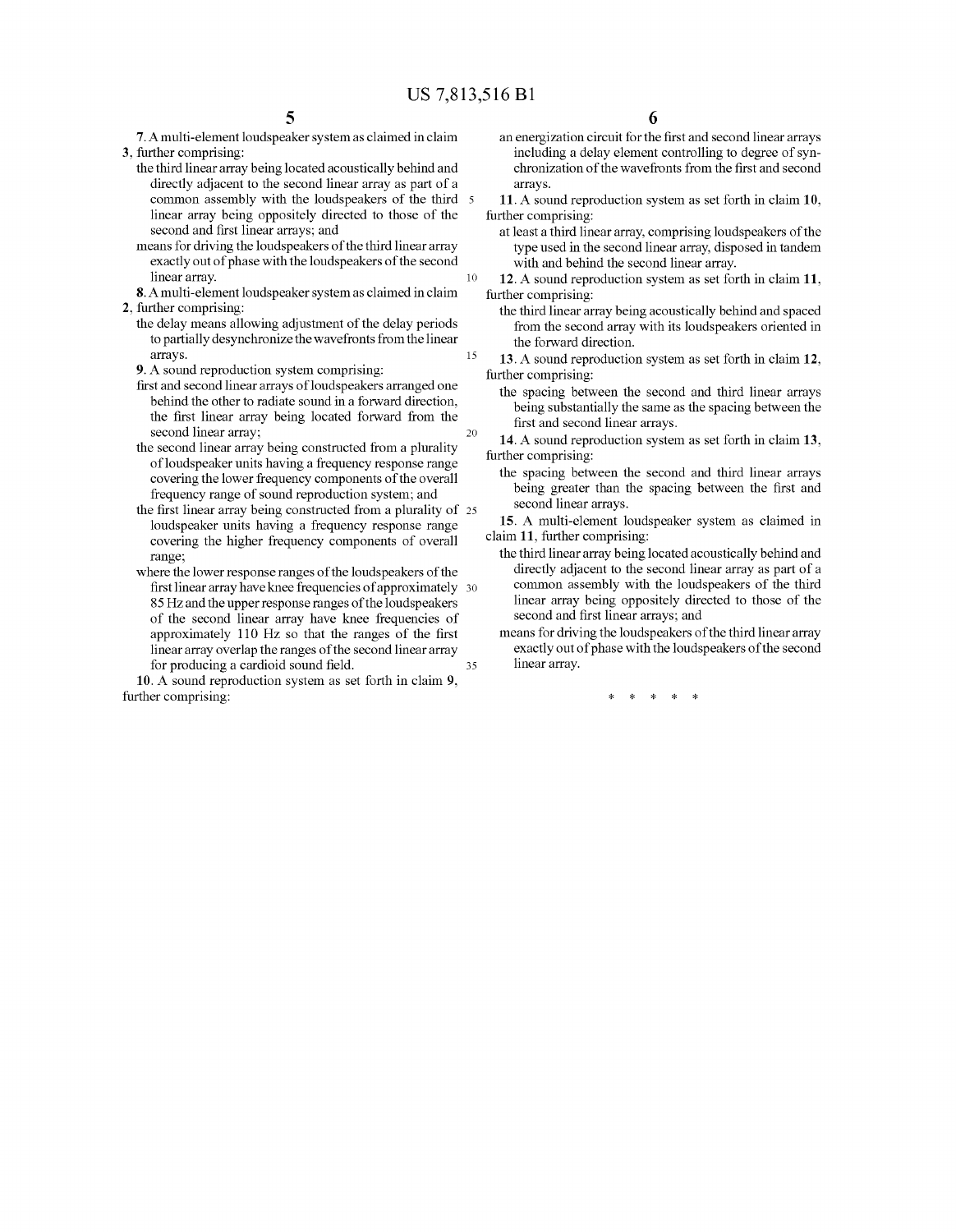7. A multi-element loudspeaker system as claimed in claim 3, further comprising:

the third linear array being located acoustically behind and directly adjacent to the second linear array as part of a common assembly with the loudspeakers of the third linear array being oppositely directed to those of the second and first linear arrays; and

means for driving the loudspeakers of the third linear array exactly out of phase with the loudspeakers of the second linear array.

8. A multi-element loudspeaker system as claimed in claim 2, further comprising:

the delay means allowing adjustment of the delay periods to partially desynchronize the wavefronts from the linear arrays.

9. A sound reproduction system comprising:

first and second linear arrays of loudspeakers arranged one behind the other to radiate sound in a forward direction, the first linear array being located forward from the second linear array;

the second linear array being constructed from a plurality of loudspeaker units having a frequency response range covering the lower frequency components of the overall frequency range of sound reproduction system; and

the first linear array being constructed from a plurality of loudspeaker units having a frequency response range covering the higher frequency components of overall range;

where the lower response ranges of the loudspeakers of the first linear array have knee frequencies of approximately 85 Hz and the upper response ranges of the loudspeakers of the second linear array have knee frequencies of approximately 110 Hz so that the ranges of the first linear array overlap the ranges of the second linear array for producing a cardioid sound field.

10. A sound reproduction system as set forth in claim 9, further comprising:

an energization circuit for the first and second linear arrays including a delay element controlling to degree of synchronization of the wavefronts from the first and second arrays.

11. A sound reproduction system as set forth in claim 10, further comprising:

at least a third linear array, comprising loudspeakers of the type used in the second linear array, disposed in tandem with and behind the second linear array.

12. A sound reproduction system as set forth in claim 11, further comprising:

the third linear array being acoustically behind and spaced from the second array with its loudspeakers oriented in the forward direction.

13. A sound reproduction system as set forth in claim 12, further comprising:

the spacing between the second and third linear arrays being substantially the same as the spacing between the first and second linear arrays.

14. A sound reproduction system as set forth in claim 13, further comprising:

the spacing between the second and third linear arrays being greater than the spacing between the first and second linear arrays.

15. A multi-element loudspeaker system as claimed in claim 11, further comprising:

the third linear array being located acoustically behind and directly adjacent to the second linear array as part of a common assembly with the loudspeakers of the third linear array being oppositely directed to those of the second and first linear arrays; and

means for driving the loudspeakers of the third linear array exactly out of phase with the loudspeakers of the second linear array.

* * * * *